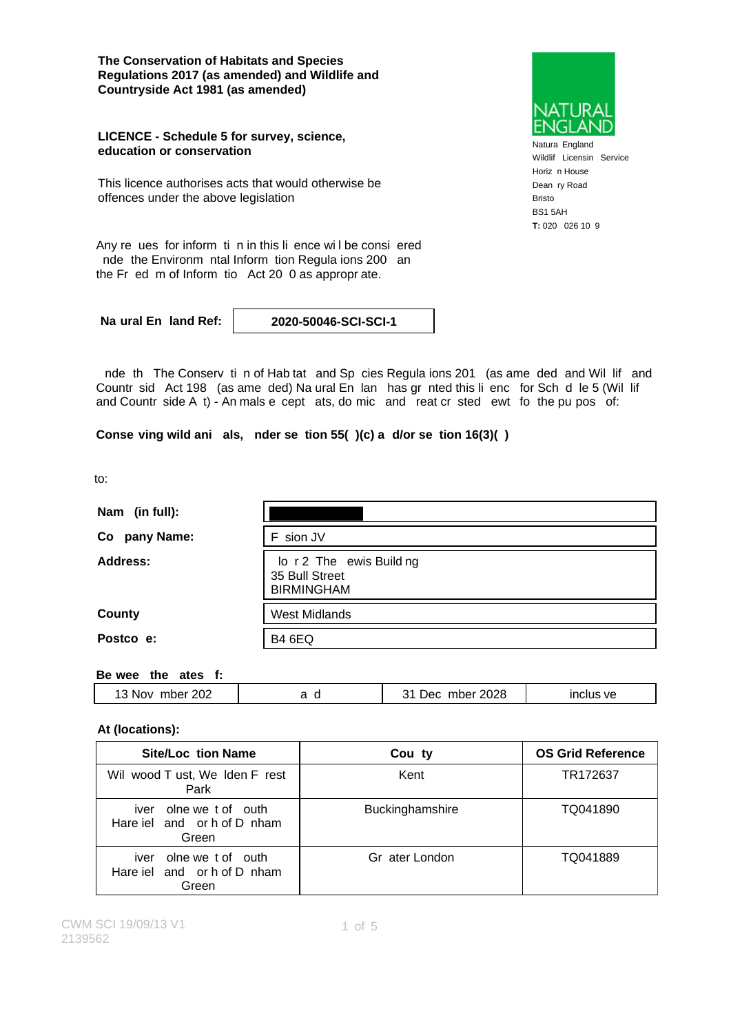**The Conservation of Habitats and Species Regulations 2017 (as amended) and Wildlife and Countryside Act 1981 (as amended)**

**LICENCE - Schedule 5 for survey, science, education or conservation**

This licence authorises acts that would otherwise be offences under the above legislation

NATURAL ENGLAND

Natura England
Wildlif Licensin Service
Horiz n House
Dean ry Road
Bristo
BS1 5AH
**T:** 020 026 10 9

Any re ues for inform ti n in this li ence wi l be consi ered nde the Environm ntal Inform tion Regula ions 200 an the Fr ed m of Inform tio Act 20 0 as appropr ate.

| **Na ural En land Ref:** | **2020-50046-SCI-SCI-1** |
|---|---|

nde th The Conserv ti n of Hab tat and Sp cies Regula ions 201 (as ame ded and Wil lif and Countr sid Act 198 (as ame ded) Na ural En lan has gr nted this li enc for Sch d le 5 (Wil lif and Countr side A t) - An mals e cept ats, do mic and reat cr sted ewt fo the pu pos of:

**Conse ving wild ani als, nder se tion 55( )(c) a d/or se tion 16(3)( )**

to:

| | |
|---|---|
| **Nam (in full):** | |
| **Co pany Name:** | F sion JV |
| **Address:** | lo r 2 The ewis Build ng<br>35 Bull Street<br>BIRMINGHAM |
| **County** | West Midlands |
| **Postco e:** | B4 6EQ |

**Be wee the ates f:**

| 13 Nov mber 202 | a d | 31 Dec mber 2028 | inclus ve |
|---|---|---|---|

**At (locations):**

| **Site/Loc tion Name** | **Cou ty** | **OS Grid Reference** |
|---|---|---|
| Wil wood T ust, We lden F rest Park | Kent | TR172637 |
| iver olne we t of outh Hare iel and or h of D nham Green | Buckinghamshire | TQ041890 |
| iver olne we t of outh Hare iel and or h of D nham Green | Gr ater London | TQ041889 |

CWM SCI 19/09/13 V1
2139562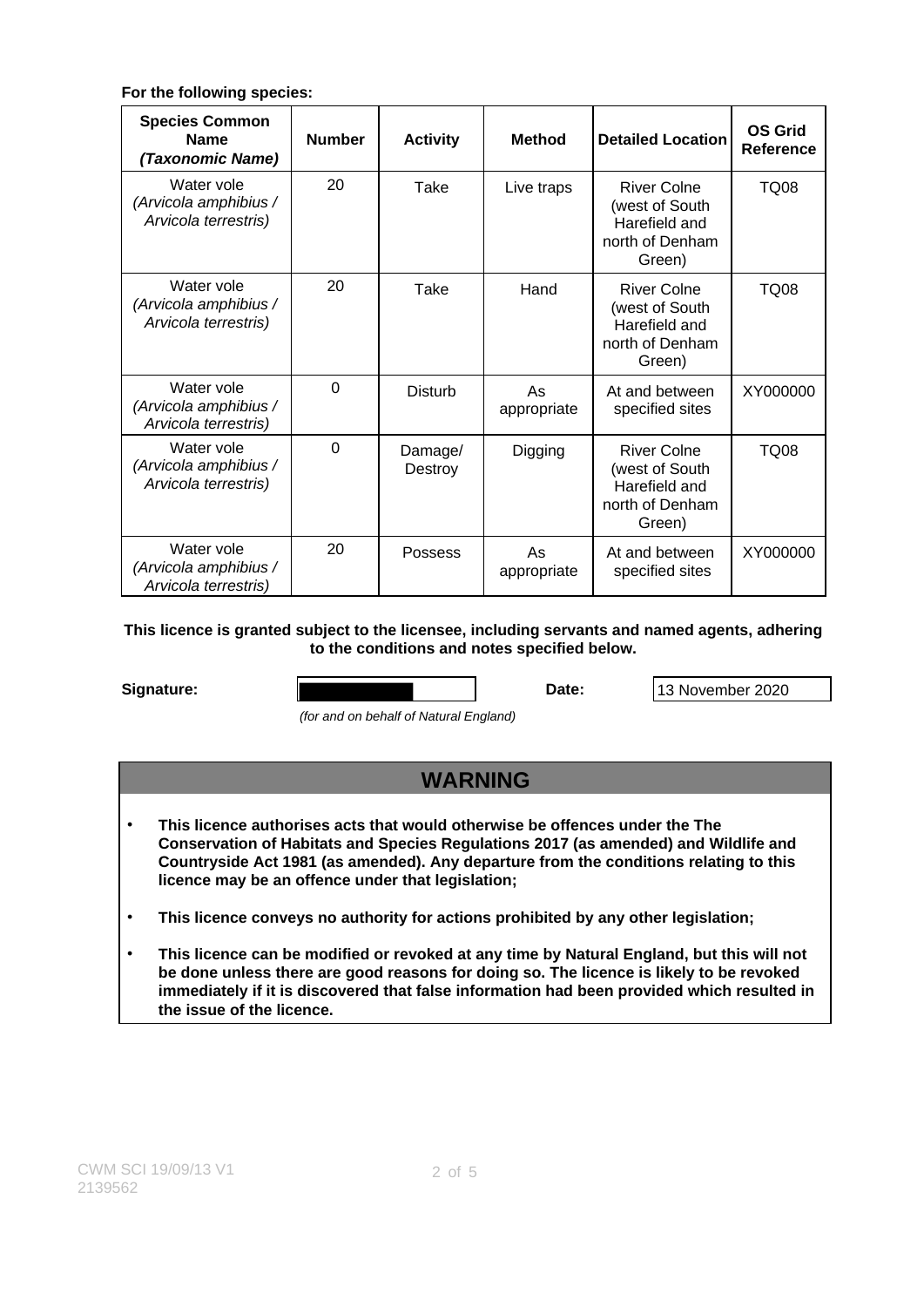**For the following species:**

| **Species Common Name** ***(Taxonomic Name)*** | **Number** | **Activity** | **Method** | **Detailed Location** | **OS Grid Reference** |
|---|---|---|---|---|---|
| Water vole *(Arvicola amphibius / Arvicola terrestris)* | 20 | Take | Live traps | River Colne (west of South Harefield and north of Denham Green) | TQ08 |
| Water vole *(Arvicola amphibius / Arvicola terrestris)* | 20 | Take | Hand | River Colne (west of South Harefield and north of Denham Green) | TQ08 |
| Water vole *(Arvicola amphibius / Arvicola terrestris)* | 0 | Disturb | As appropriate | At and between specified sites | XY000000 |
| Water vole *(Arvicola amphibius / Arvicola terrestris)* | 0 | Damage/ Destroy | Digging | River Colne (west of South Harefield and north of Denham Green) | TQ08 |
| Water vole *(Arvicola amphibius / Arvicola terrestris)* | 20 | Possess | As appropriate | At and between specified sites | XY000000 |

**This licence is granted subject to the licensee, including servants and named agents, adhering to the conditions and notes specified below.**

**Signature:** [redacted] **Date:** 13 November 2020

*(for and on behalf of Natural England)*

## WARNING

- **This licence authorises acts that would otherwise be offences under the The Conservation of Habitats and Species Regulations 2017 (as amended) and Wildlife and Countryside Act 1981 (as amended). Any departure from the conditions relating to this licence may be an offence under that legislation;**
- **This licence conveys no authority for actions prohibited by any other legislation;**
- **This licence can be modified or revoked at any time by Natural England, but this will not be done unless there are good reasons for doing so. The licence is likely to be revoked immediately if it is discovered that false information had been provided which resulted in the issue of the licence.**

CWM SCI 19/09/13 V1
2139562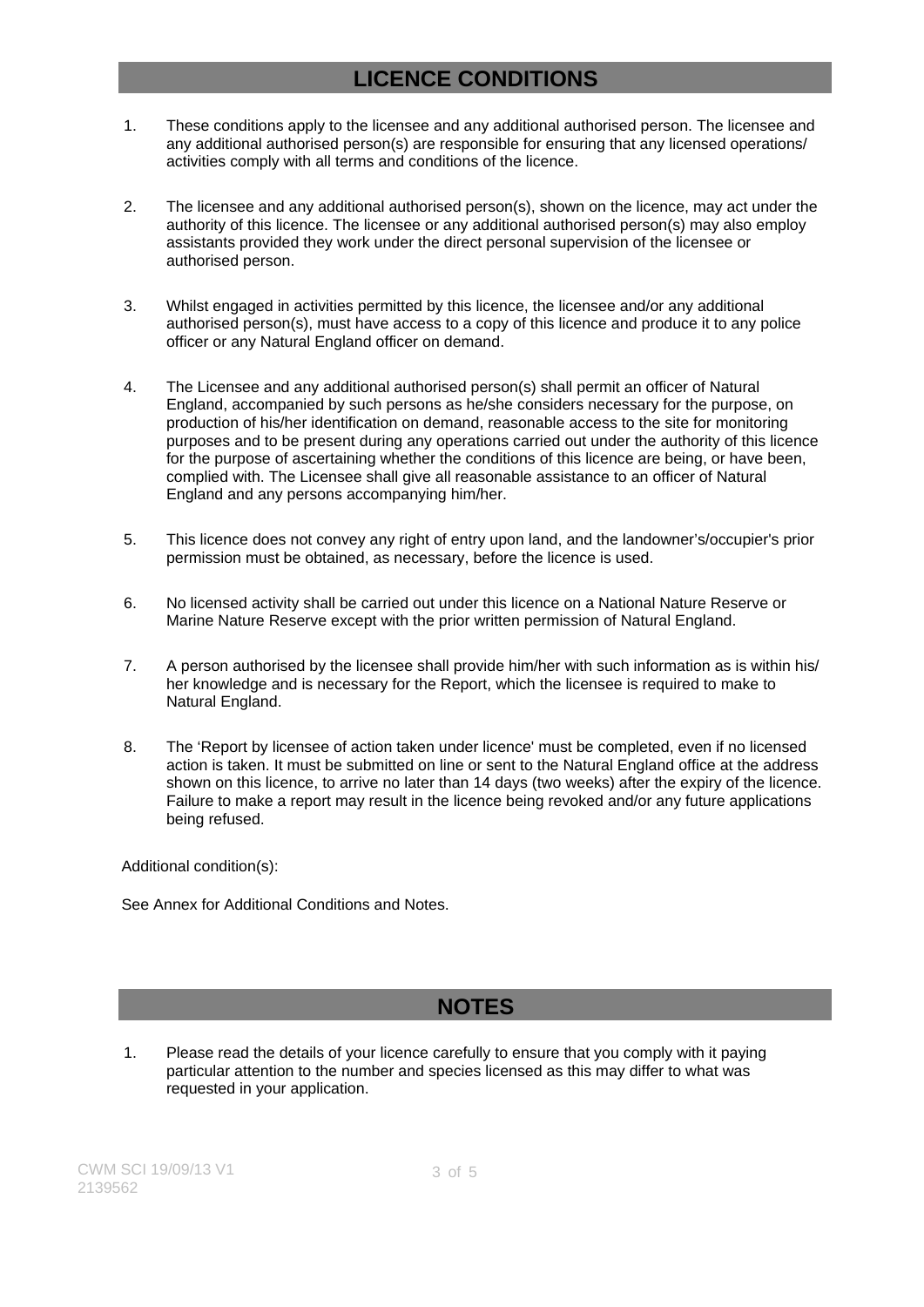## LICENCE CONDITIONS

1. These conditions apply to the licensee and any additional authorised person. The licensee and any additional authorised person(s) are responsible for ensuring that any licensed operations/ activities comply with all terms and conditions of the licence.

2. The licensee and any additional authorised person(s), shown on the licence, may act under the authority of this licence. The licensee or any additional authorised person(s) may also employ assistants provided they work under the direct personal supervision of the licensee or authorised person.

3. Whilst engaged in activities permitted by this licence, the licensee and/or any additional authorised person(s), must have access to a copy of this licence and produce it to any police officer or any Natural England officer on demand.

4. The Licensee and any additional authorised person(s) shall permit an officer of Natural England, accompanied by such persons as he/she considers necessary for the purpose, on production of his/her identification on demand, reasonable access to the site for monitoring purposes and to be present during any operations carried out under the authority of this licence for the purpose of ascertaining whether the conditions of this licence are being, or have been, complied with. The Licensee shall give all reasonable assistance to an officer of Natural England and any persons accompanying him/her.

5. This licence does not convey any right of entry upon land, and the landowner's/occupier's prior permission must be obtained, as necessary, before the licence is used.

6. No licensed activity shall be carried out under this licence on a National Nature Reserve or Marine Nature Reserve except with the prior written permission of Natural England.

7. A person authorised by the licensee shall provide him/her with such information as is within his/ her knowledge and is necessary for the Report, which the licensee is required to make to Natural England.

8. The 'Report by licensee of action taken under licence' must be completed, even if no licensed action is taken. It must be submitted on line or sent to the Natural England office at the address shown on this licence, to arrive no later than 14 days (two weeks) after the expiry of the licence. Failure to make a report may result in the licence being revoked and/or any future applications being refused.

Additional condition(s):

See Annex for Additional Conditions and Notes.

## NOTES

1. Please read the details of your licence carefully to ensure that you comply with it paying particular attention to the number and species licensed as this may differ to what was requested in your application.

CWM SCI 19/09/13 V1
2139562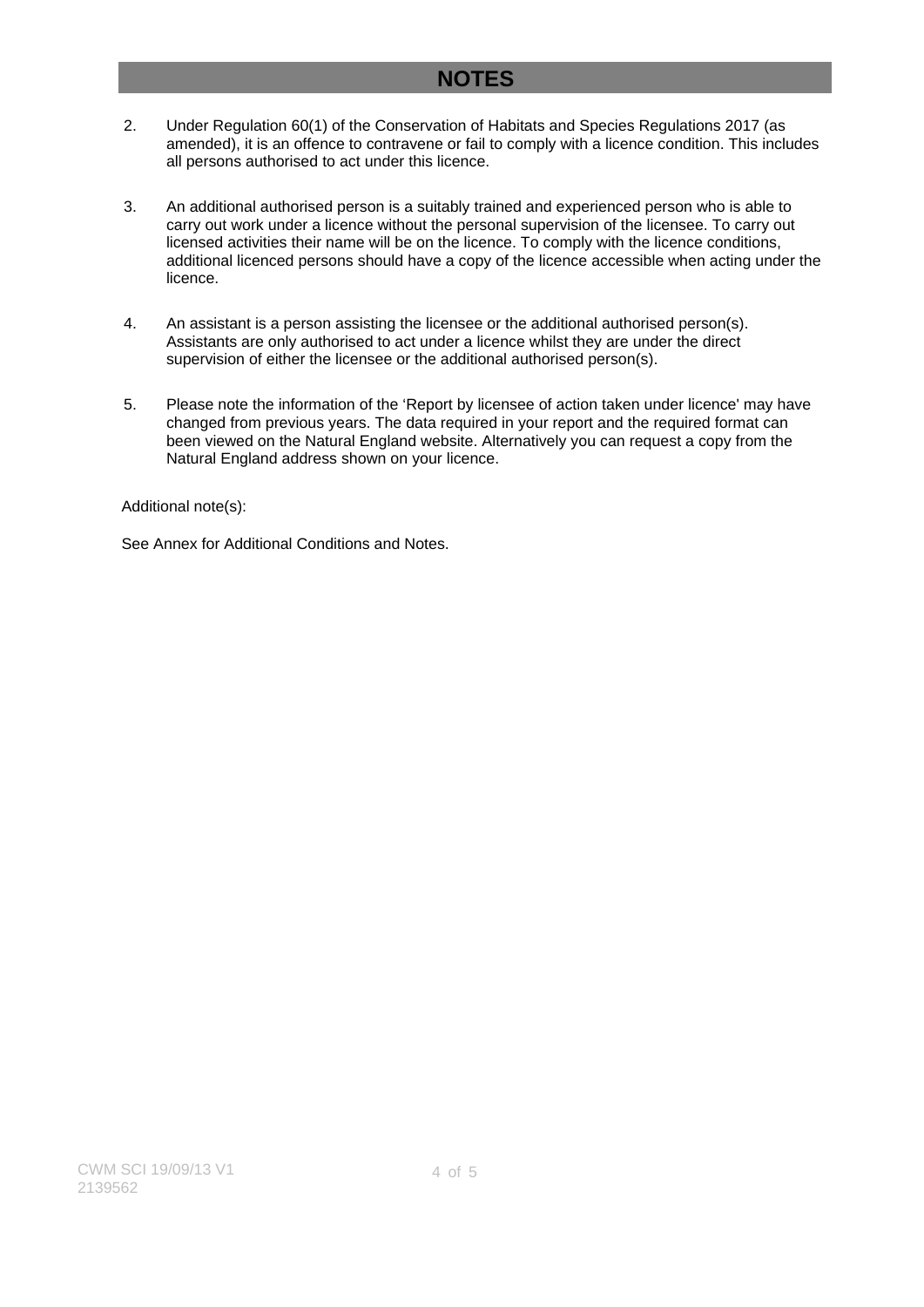# NOTES

2. Under Regulation 60(1) of the Conservation of Habitats and Species Regulations 2017 (as amended), it is an offence to contravene or fail to comply with a licence condition. This includes all persons authorised to act under this licence.

3. An additional authorised person is a suitably trained and experienced person who is able to carry out work under a licence without the personal supervision of the licensee. To carry out licensed activities their name will be on the licence. To comply with the licence conditions, additional licenced persons should have a copy of the licence accessible when acting under the licence.

4. An assistant is a person assisting the licensee or the additional authorised person(s). Assistants are only authorised to act under a licence whilst they are under the direct supervision of either the licensee or the additional authorised person(s).

5. Please note the information of the 'Report by licensee of action taken under licence' may have changed from previous years. The data required in your report and the required format can been viewed on the Natural England website. Alternatively you can request a copy from the Natural England address shown on your licence.

Additional note(s):

See Annex for Additional Conditions and Notes.

CWM SCI 19/09/13 V1
2139562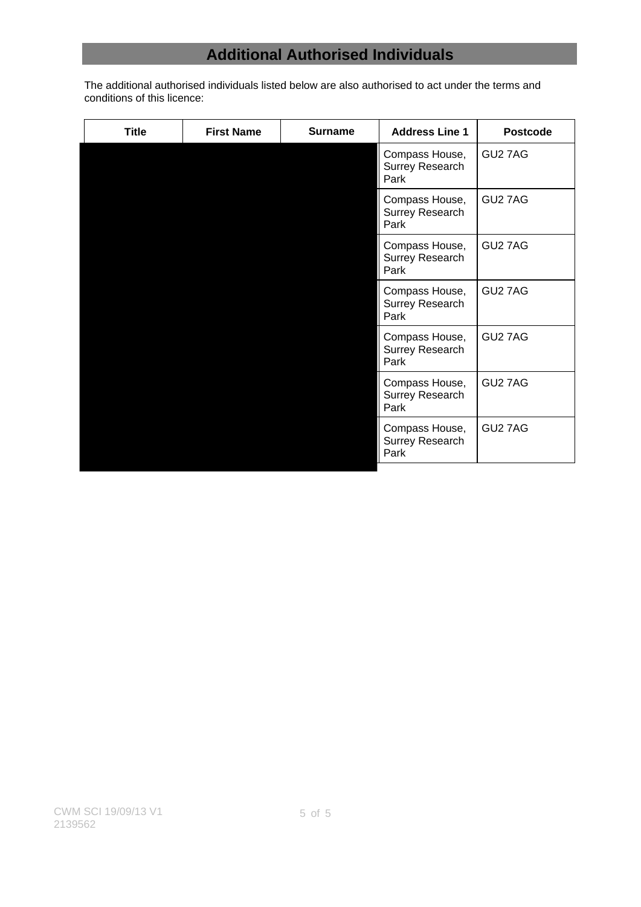## Additional Authorised Individuals

The additional authorised individuals listed below are also authorised to act under the terms and conditions of this licence:

| Title | First Name | Surname | Address Line 1 | Postcode |
|---|---|---|---|---|
| | | | Compass House, Surrey Research Park | GU2 7AG |
| | | | Compass House, Surrey Research Park | GU2 7AG |
| | | | Compass House, Surrey Research Park | GU2 7AG |
| | | | Compass House, Surrey Research Park | GU2 7AG |
| | | | Compass House, Surrey Research Park | GU2 7AG |
| | | | Compass House, Surrey Research Park | GU2 7AG |
| | | | Compass House, Surrey Research Park | GU2 7AG |

CWM SCI 19/09/13 V1
2139562